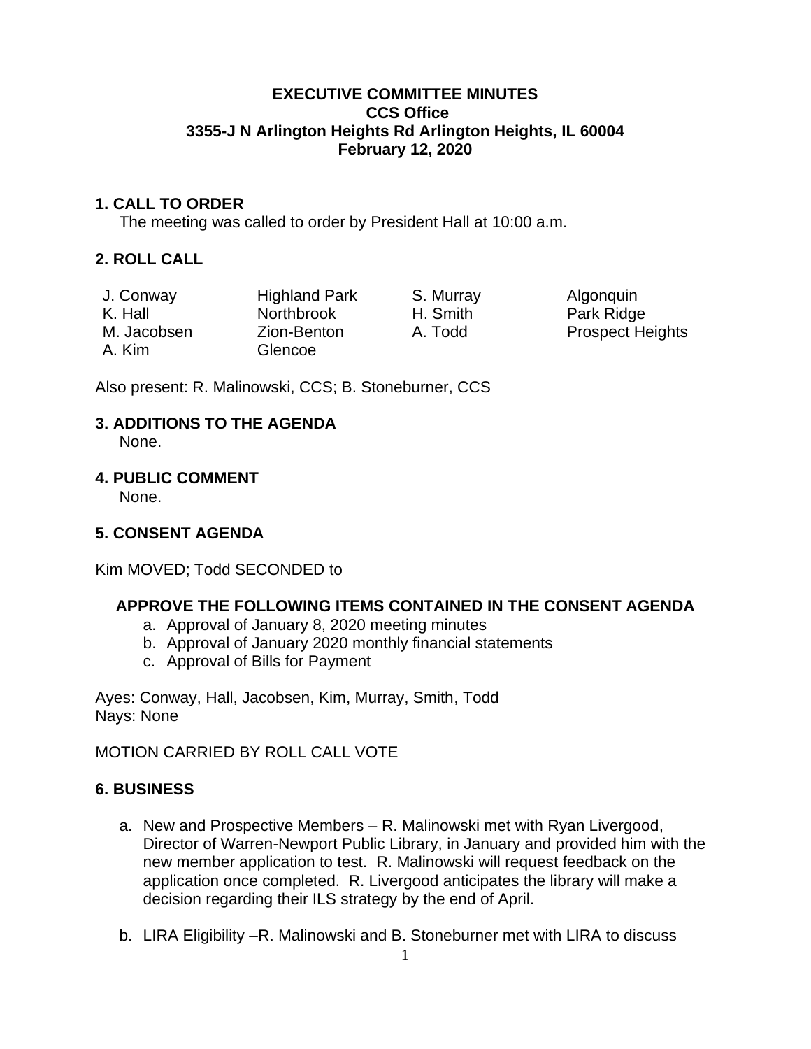# EXECUTIVE COMMITTEE MINUTES
## CCS Office
## 3355-J N Arlington Heights Rd Arlington Heights, IL 60004
## February 12, 2020

### 1. CALL TO ORDER

The meeting was called to order by President Hall at 10:00 a.m.

### 2. ROLL CALL

| | | | |
|---|---|---|---|
| J. Conway | Highland Park | S. Murray | Algonquin |
| K. Hall | Northbrook | H. Smith | Park Ridge |
| M. Jacobsen | Zion-Benton | A. Todd | Prospect Heights |
| A. Kim | Glencoe | | |

Also present: R. Malinowski, CCS; B. Stoneburner, CCS

### 3. ADDITIONS TO THE AGENDA

None.

### 4. PUBLIC COMMENT

None.

### 5. CONSENT AGENDA

Kim MOVED; Todd SECONDED to

**APPROVE THE FOLLOWING ITEMS CONTAINED IN THE CONSENT AGENDA**

a. Approval of January 8, 2020 meeting minutes
b. Approval of January 2020 monthly financial statements
c. Approval of Bills for Payment

Ayes: Conway, Hall, Jacobsen, Kim, Murray, Smith, Todd
Nays: None

MOTION CARRIED BY ROLL CALL VOTE

### 6. BUSINESS

a. New and Prospective Members – R. Malinowski met with Ryan Livergood, Director of Warren-Newport Public Library, in January and provided him with the new member application to test. R. Malinowski will request feedback on the application once completed. R. Livergood anticipates the library will make a decision regarding their ILS strategy by the end of April.

b. LIRA Eligibility –R. Malinowski and B. Stoneburner met with LIRA to discuss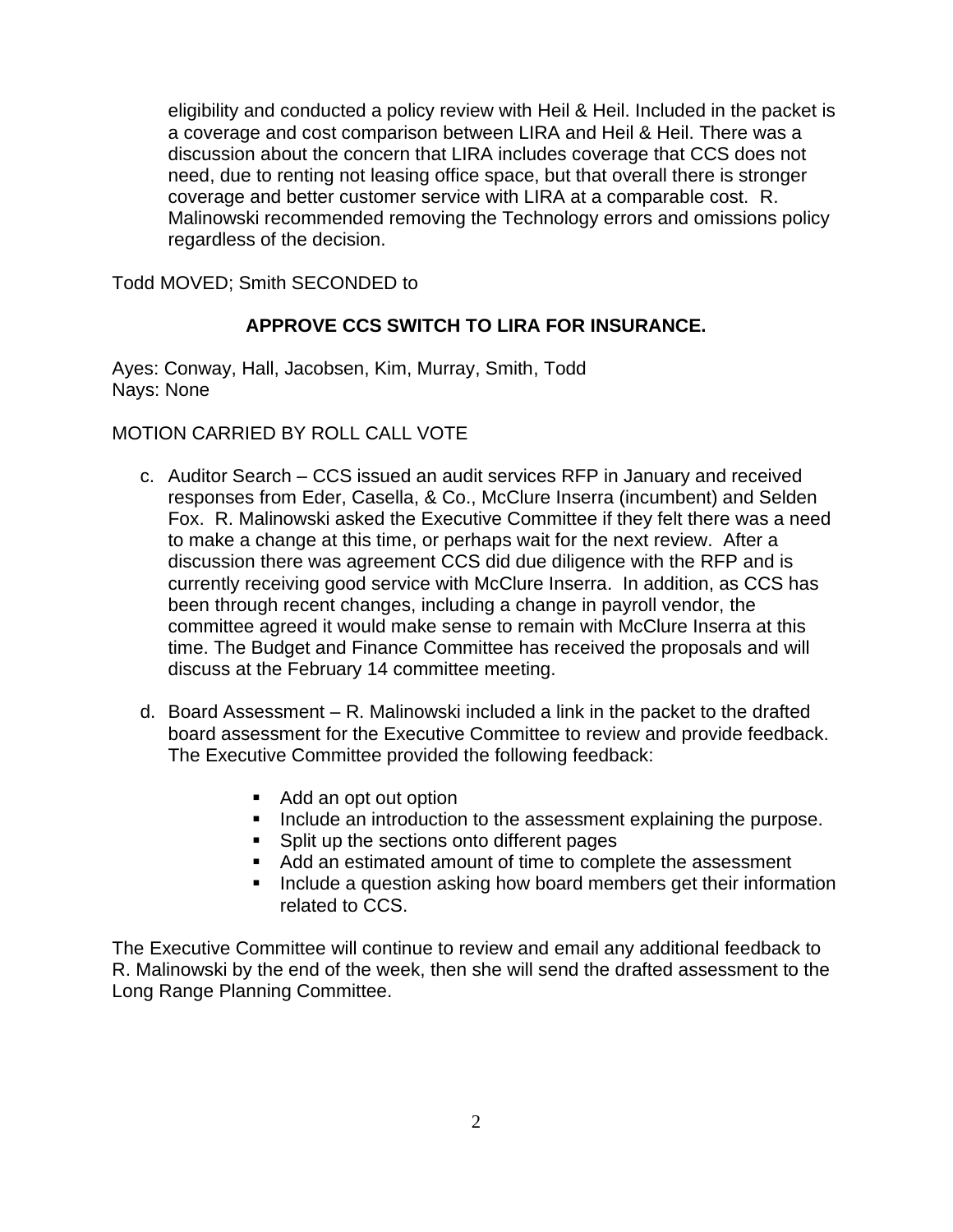eligibility and conducted a policy review with Heil & Heil. Included in the packet is a coverage and cost comparison between LIRA and Heil & Heil. There was a discussion about the concern that LIRA includes coverage that CCS does not need, due to renting not leasing office space, but that overall there is stronger coverage and better customer service with LIRA at a comparable cost. R. Malinowski recommended removing the Technology errors and omissions policy regardless of the decision.

Todd MOVED; Smith SECONDED to

**APPROVE CCS SWITCH TO LIRA FOR INSURANCE.**

Ayes: Conway, Hall, Jacobsen, Kim, Murray, Smith, Todd
Nays: None

MOTION CARRIED BY ROLL CALL VOTE

c. Auditor Search – CCS issued an audit services RFP in January and received responses from Eder, Casella, & Co., McClure Inserra (incumbent) and Selden Fox. R. Malinowski asked the Executive Committee if they felt there was a need to make a change at this time, or perhaps wait for the next review. After a discussion there was agreement CCS did due diligence with the RFP and is currently receiving good service with McClure Inserra. In addition, as CCS has been through recent changes, including a change in payroll vendor, the committee agreed it would make sense to remain with McClure Inserra at this time. The Budget and Finance Committee has received the proposals and will discuss at the February 14 committee meeting.

d. Board Assessment – R. Malinowski included a link in the packet to the drafted board assessment for the Executive Committee to review and provide feedback. The Executive Committee provided the following feedback:

- Add an opt out option
- Include an introduction to the assessment explaining the purpose.
- Split up the sections onto different pages
- Add an estimated amount of time to complete the assessment
- Include a question asking how board members get their information related to CCS.

The Executive Committee will continue to review and email any additional feedback to R. Malinowski by the end of the week, then she will send the drafted assessment to the Long Range Planning Committee.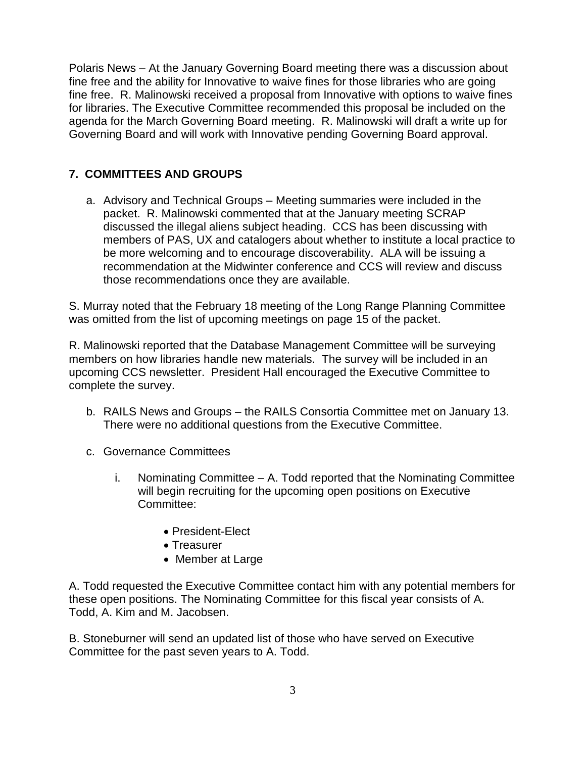Polaris News – At the January Governing Board meeting there was a discussion about fine free and the ability for Innovative to waive fines for those libraries who are going fine free. R. Malinowski received a proposal from Innovative with options to waive fines for libraries. The Executive Committee recommended this proposal be included on the agenda for the March Governing Board meeting. R. Malinowski will draft a write up for Governing Board and will work with Innovative pending Governing Board approval.

## 7. COMMITTEES AND GROUPS

a. Advisory and Technical Groups – Meeting summaries were included in the packet. R. Malinowski commented that at the January meeting SCRAP discussed the illegal aliens subject heading. CCS has been discussing with members of PAS, UX and catalogers about whether to institute a local practice to be more welcoming and to encourage discoverability. ALA will be issuing a recommendation at the Midwinter conference and CCS will review and discuss those recommendations once they are available.

S. Murray noted that the February 18 meeting of the Long Range Planning Committee was omitted from the list of upcoming meetings on page 15 of the packet.

R. Malinowski reported that the Database Management Committee will be surveying members on how libraries handle new materials. The survey will be included in an upcoming CCS newsletter. President Hall encouraged the Executive Committee to complete the survey.

b. RAILS News and Groups – the RAILS Consortia Committee met on January 13. There were no additional questions from the Executive Committee.

c. Governance Committees

i. Nominating Committee – A. Todd reported that the Nominating Committee will begin recruiting for the upcoming open positions on Executive Committee:

- President-Elect
- Treasurer
- Member at Large

A. Todd requested the Executive Committee contact him with any potential members for these open positions. The Nominating Committee for this fiscal year consists of A. Todd, A. Kim and M. Jacobsen.

B. Stoneburner will send an updated list of those who have served on Executive Committee for the past seven years to A. Todd.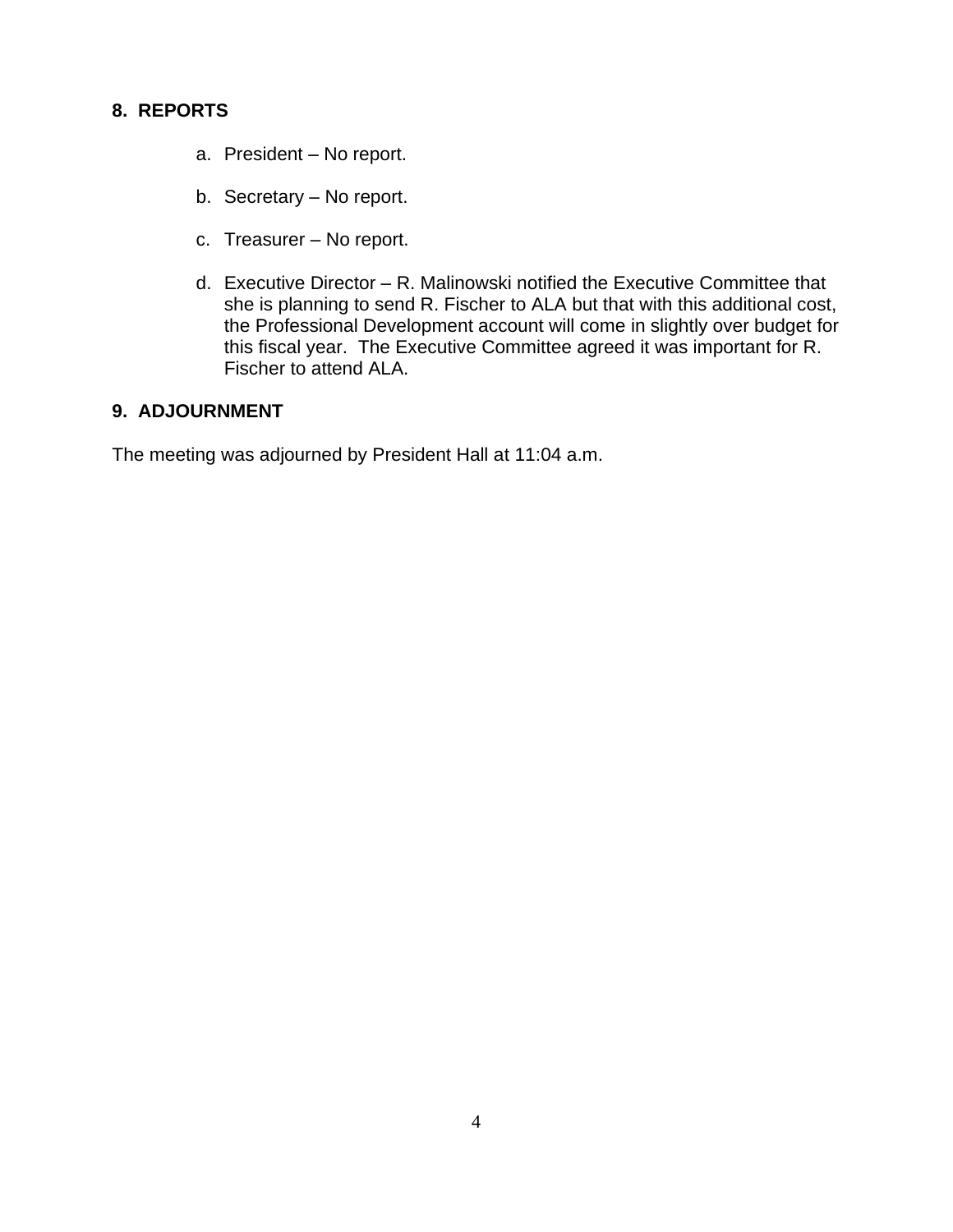## 8. REPORTS

a. President – No report.

b. Secretary – No report.

c. Treasurer – No report.

d. Executive Director – R. Malinowski notified the Executive Committee that she is planning to send R. Fischer to ALA but that with this additional cost, the Professional Development account will come in slightly over budget for this fiscal year. The Executive Committee agreed it was important for R. Fischer to attend ALA.

## 9. ADJOURNMENT

The meeting was adjourned by President Hall at 11:04 a.m.